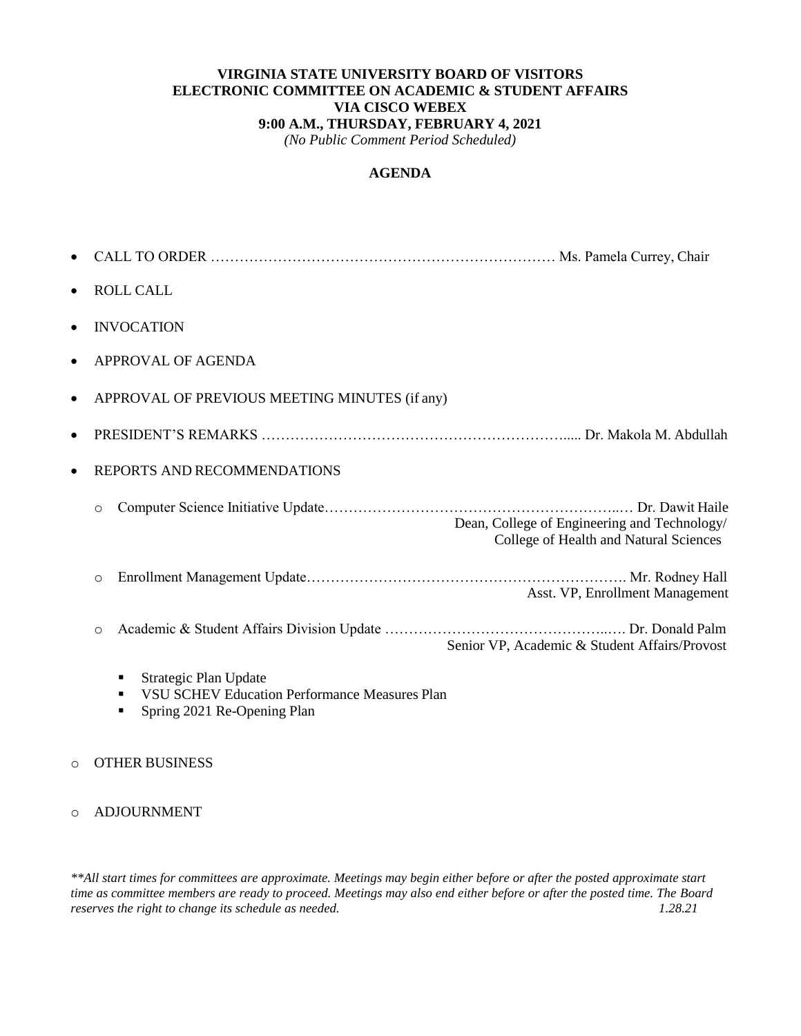**VIRGINIA STATE UNIVERSITY BOARD OF VISITORS**
**ELECTRONIC COMMITTEE ON ACADEMIC & STUDENT AFFAIRS**
**VIA CISCO WEBEX**
**9:00 A.M., THURSDAY, FEBRUARY 4, 2021**
*(No Public Comment Period Scheduled)*

**AGENDA**

- CALL TO ORDER ……………………………………………………………… Ms. Pamela Currey, Chair
- ROLL CALL
- INVOCATION
- APPROVAL OF AGENDA
- APPROVAL OF PREVIOUS MEETING MINUTES (if any)
- PRESIDENT'S REMARKS ……………………………………………………….... Dr. Makola M. Abdullah
- REPORTS AND RECOMMENDATIONS
  - Computer Science Initiative Update…………………………………………………..… Dr. Dawit Haile
    Dean, College of Engineering and Technology/
    College of Health and Natural Sciences
  - Enrollment Management Update…………………………………………………………. Mr. Rodney Hall
    Asst. VP, Enrollment Management
  - Academic & Student Affairs Division Update …………………………………….…. Dr. Donald Palm
    Senior VP, Academic & Student Affairs/Provost
    - Strategic Plan Update
    - VSU SCHEV Education Performance Measures Plan
    - Spring 2021 Re-Opening Plan

- OTHER BUSINESS
- ADJOURNMENT

*\*\*All start times for committees are approximate. Meetings may begin either before or after the posted approximate start time as committee members are ready to proceed. Meetings may also end either before or after the posted time. The Board reserves the right to change its schedule as needed.* *1.28.21*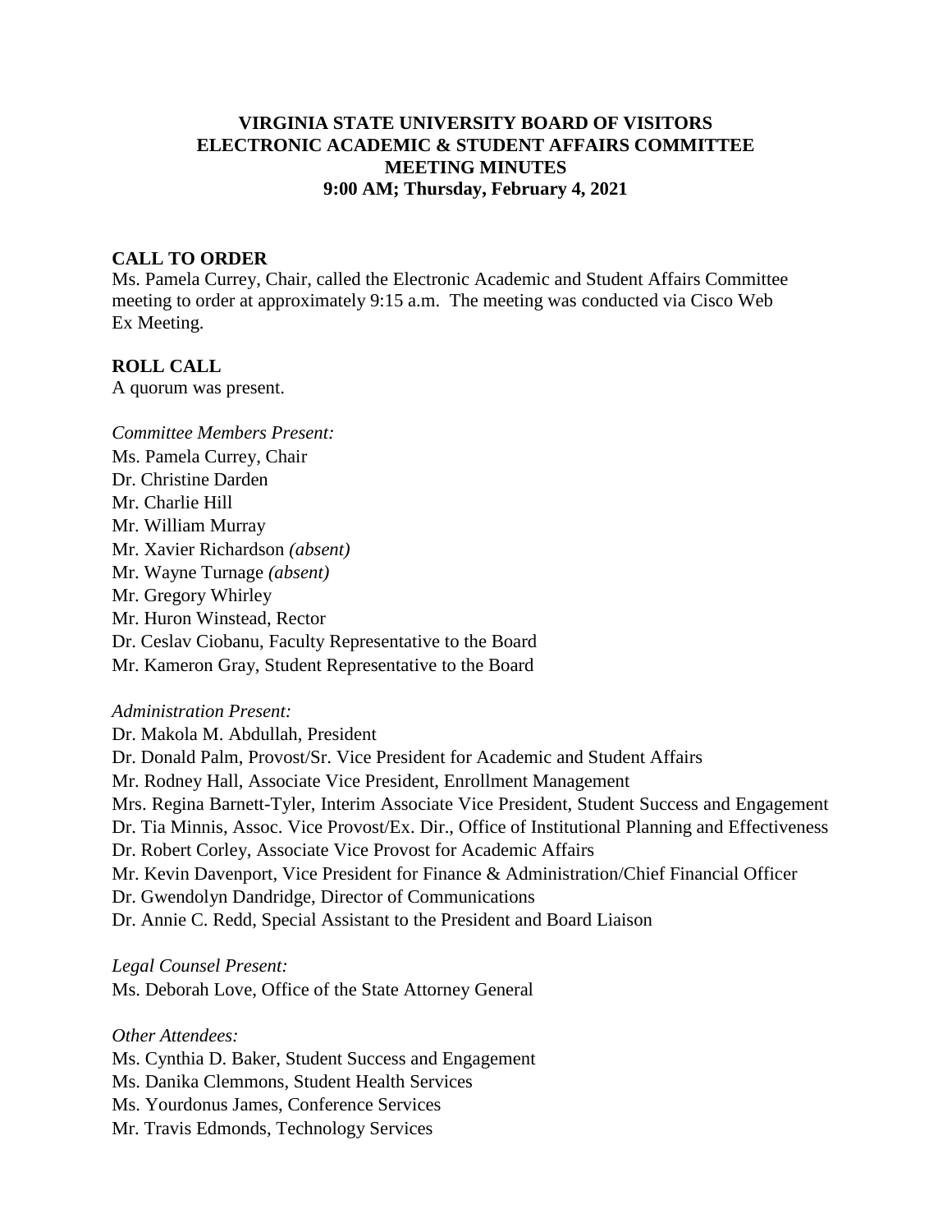**VIRGINIA STATE UNIVERSITY BOARD OF VISITORS**
**ELECTRONIC ACADEMIC & STUDENT AFFAIRS COMMITTEE**
**MEETING MINUTES**
**9:00 AM; Thursday, February 4, 2021**

## CALL TO ORDER

Ms. Pamela Currey, Chair, called the Electronic Academic and Student Affairs Committee meeting to order at approximately 9:15 a.m. The meeting was conducted via Cisco Web Ex Meeting.

## ROLL CALL

A quorum was present.

*Committee Members Present:*
Ms. Pamela Currey, Chair
Dr. Christine Darden
Mr. Charlie Hill
Mr. William Murray
Mr. Xavier Richardson *(absent)*
Mr. Wayne Turnage *(absent)*
Mr. Gregory Whirley
Mr. Huron Winstead, Rector
Dr. Ceslav Ciobanu, Faculty Representative to the Board
Mr. Kameron Gray, Student Representative to the Board

*Administration Present:*
Dr. Makola M. Abdullah, President
Dr. Donald Palm, Provost/Sr. Vice President for Academic and Student Affairs
Mr. Rodney Hall, Associate Vice President, Enrollment Management
Mrs. Regina Barnett-Tyler, Interim Associate Vice President, Student Success and Engagement
Dr. Tia Minnis, Assoc. Vice Provost/Ex. Dir., Office of Institutional Planning and Effectiveness
Dr. Robert Corley, Associate Vice Provost for Academic Affairs
Mr. Kevin Davenport, Vice President for Finance & Administration/Chief Financial Officer
Dr. Gwendolyn Dandridge, Director of Communications
Dr. Annie C. Redd, Special Assistant to the President and Board Liaison

*Legal Counsel Present:*
Ms. Deborah Love, Office of the State Attorney General

*Other Attendees:*
Ms. Cynthia D. Baker, Student Success and Engagement
Ms. Danika Clemmons, Student Health Services
Ms. Yourdonus James, Conference Services
Mr. Travis Edmonds, Technology Services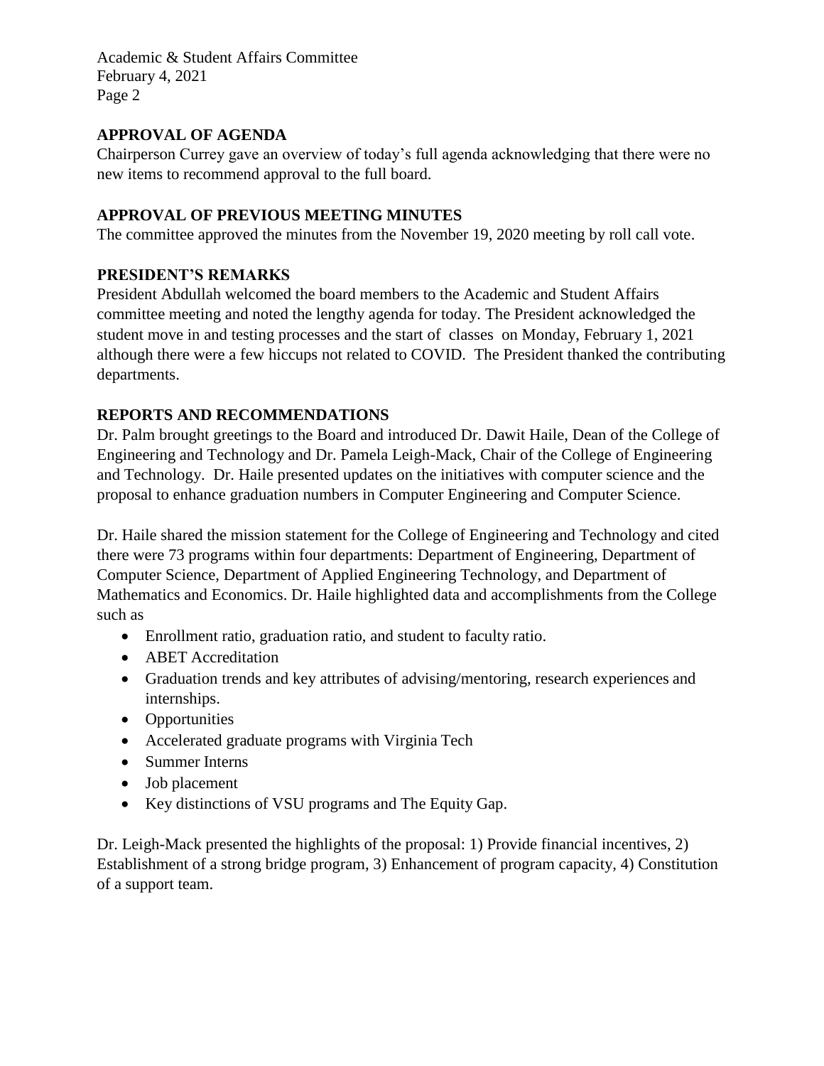## APPROVAL OF AGENDA

Chairperson Currey gave an overview of today's full agenda acknowledging that there were no new items to recommend approval to the full board.

## APPROVAL OF PREVIOUS MEETING MINUTES

The committee approved the minutes from the November 19, 2020 meeting by roll call vote.

## PRESIDENT'S REMARKS

President Abdullah welcomed the board members to the Academic and Student Affairs committee meeting and noted the lengthy agenda for today. The President acknowledged the student move in and testing processes and the start of classes on Monday, February 1, 2021 although there were a few hiccups not related to COVID. The President thanked the contributing departments.

## REPORTS AND RECOMMENDATIONS

Dr. Palm brought greetings to the Board and introduced Dr. Dawit Haile, Dean of the College of Engineering and Technology and Dr. Pamela Leigh-Mack, Chair of the College of Engineering and Technology. Dr. Haile presented updates on the initiatives with computer science and the proposal to enhance graduation numbers in Computer Engineering and Computer Science.

Dr. Haile shared the mission statement for the College of Engineering and Technology and cited there were 73 programs within four departments: Department of Engineering, Department of Computer Science, Department of Applied Engineering Technology, and Department of Mathematics and Economics. Dr. Haile highlighted data and accomplishments from the College such as

- Enrollment ratio, graduation ratio, and student to faculty ratio.
- ABET Accreditation
- Graduation trends and key attributes of advising/mentoring, research experiences and internships.
- Opportunities
- Accelerated graduate programs with Virginia Tech
- Summer Interns
- Job placement
- Key distinctions of VSU programs and The Equity Gap.

Dr. Leigh-Mack presented the highlights of the proposal: 1) Provide financial incentives, 2) Establishment of a strong bridge program, 3) Enhancement of program capacity, 4) Constitution of a support team.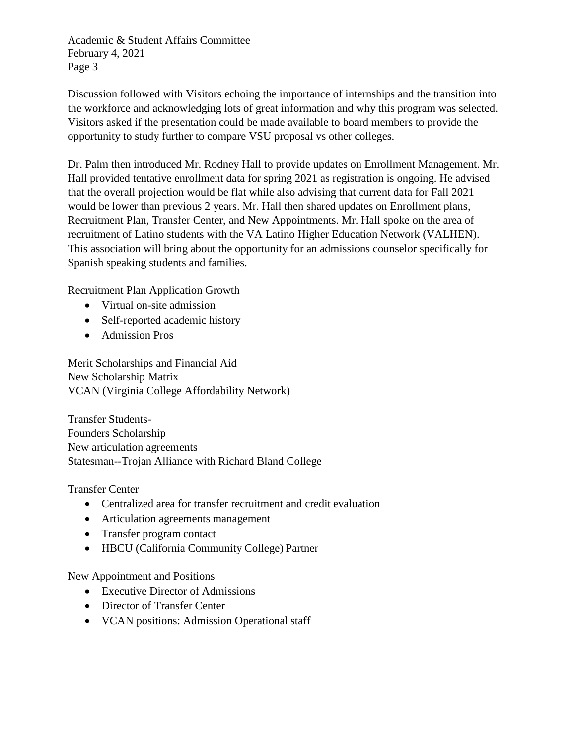Discussion followed with Visitors echoing the importance of internships and the transition into the workforce and acknowledging lots of great information and why this program was selected. Visitors asked if the presentation could be made available to board members to provide the opportunity to study further to compare VSU proposal vs other colleges.

Dr. Palm then introduced Mr. Rodney Hall to provide updates on Enrollment Management. Mr. Hall provided tentative enrollment data for spring 2021 as registration is ongoing. He advised that the overall projection would be flat while also advising that current data for Fall 2021 would be lower than previous 2 years. Mr. Hall then shared updates on Enrollment plans, Recruitment Plan, Transfer Center, and New Appointments. Mr. Hall spoke on the area of recruitment of Latino students with the VA Latino Higher Education Network (VALHEN). This association will bring about the opportunity for an admissions counselor specifically for Spanish speaking students and families.

Recruitment Plan Application Growth

- Virtual on-site admission
- Self-reported academic history
- Admission Pros

Merit Scholarships and Financial Aid
New Scholarship Matrix
VCAN (Virginia College Affordability Network)

Transfer Students-
Founders Scholarship
New articulation agreements
Statesman--Trojan Alliance with Richard Bland College

Transfer Center

- Centralized area for transfer recruitment and credit evaluation
- Articulation agreements management
- Transfer program contact
- HBCU (California Community College) Partner

New Appointment and Positions

- Executive Director of Admissions
- Director of Transfer Center
- VCAN positions: Admission Operational staff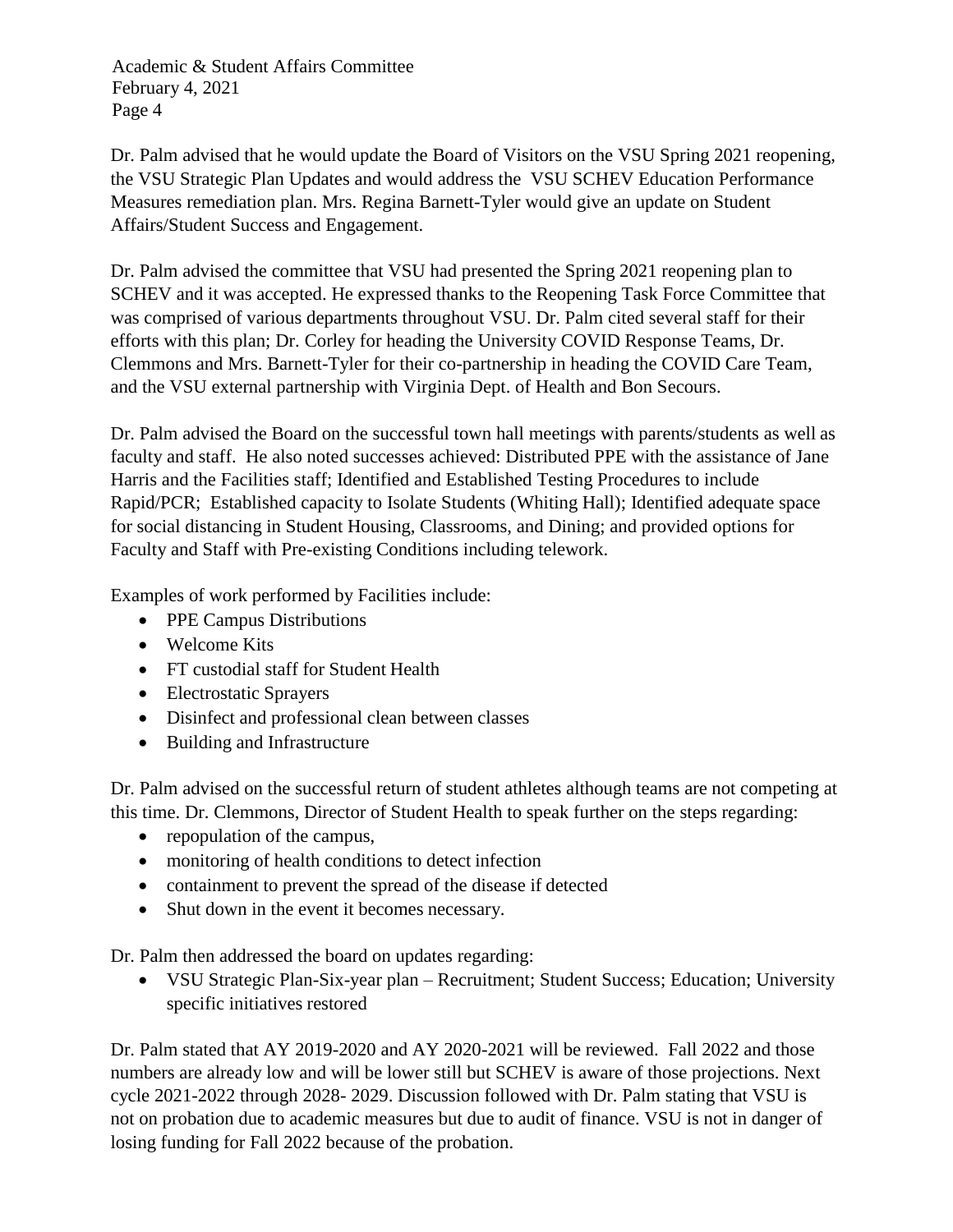Dr. Palm advised that he would update the Board of Visitors on the VSU Spring 2021 reopening, the VSU Strategic Plan Updates and would address the VSU SCHEV Education Performance Measures remediation plan. Mrs. Regina Barnett-Tyler would give an update on Student Affairs/Student Success and Engagement.

Dr. Palm advised the committee that VSU had presented the Spring 2021 reopening plan to SCHEV and it was accepted. He expressed thanks to the Reopening Task Force Committee that was comprised of various departments throughout VSU. Dr. Palm cited several staff for their efforts with this plan; Dr. Corley for heading the University COVID Response Teams, Dr. Clemmons and Mrs. Barnett-Tyler for their co-partnership in heading the COVID Care Team, and the VSU external partnership with Virginia Dept. of Health and Bon Secours.

Dr. Palm advised the Board on the successful town hall meetings with parents/students as well as faculty and staff. He also noted successes achieved: Distributed PPE with the assistance of Jane Harris and the Facilities staff; Identified and Established Testing Procedures to include Rapid/PCR; Established capacity to Isolate Students (Whiting Hall); Identified adequate space for social distancing in Student Housing, Classrooms, and Dining; and provided options for Faculty and Staff with Pre-existing Conditions including telework.

Examples of work performed by Facilities include:

- PPE Campus Distributions
- Welcome Kits
- FT custodial staff for Student Health
- Electrostatic Sprayers
- Disinfect and professional clean between classes
- Building and Infrastructure

Dr. Palm advised on the successful return of student athletes although teams are not competing at this time. Dr. Clemmons, Director of Student Health to speak further on the steps regarding:

- repopulation of the campus,
- monitoring of health conditions to detect infection
- containment to prevent the spread of the disease if detected
- Shut down in the event it becomes necessary.

Dr. Palm then addressed the board on updates regarding:

- VSU Strategic Plan-Six-year plan – Recruitment; Student Success; Education; University specific initiatives restored

Dr. Palm stated that AY 2019-2020 and AY 2020-2021 will be reviewed. Fall 2022 and those numbers are already low and will be lower still but SCHEV is aware of those projections. Next cycle 2021-2022 through 2028- 2029. Discussion followed with Dr. Palm stating that VSU is not on probation due to academic measures but due to audit of finance. VSU is not in danger of losing funding for Fall 2022 because of the probation.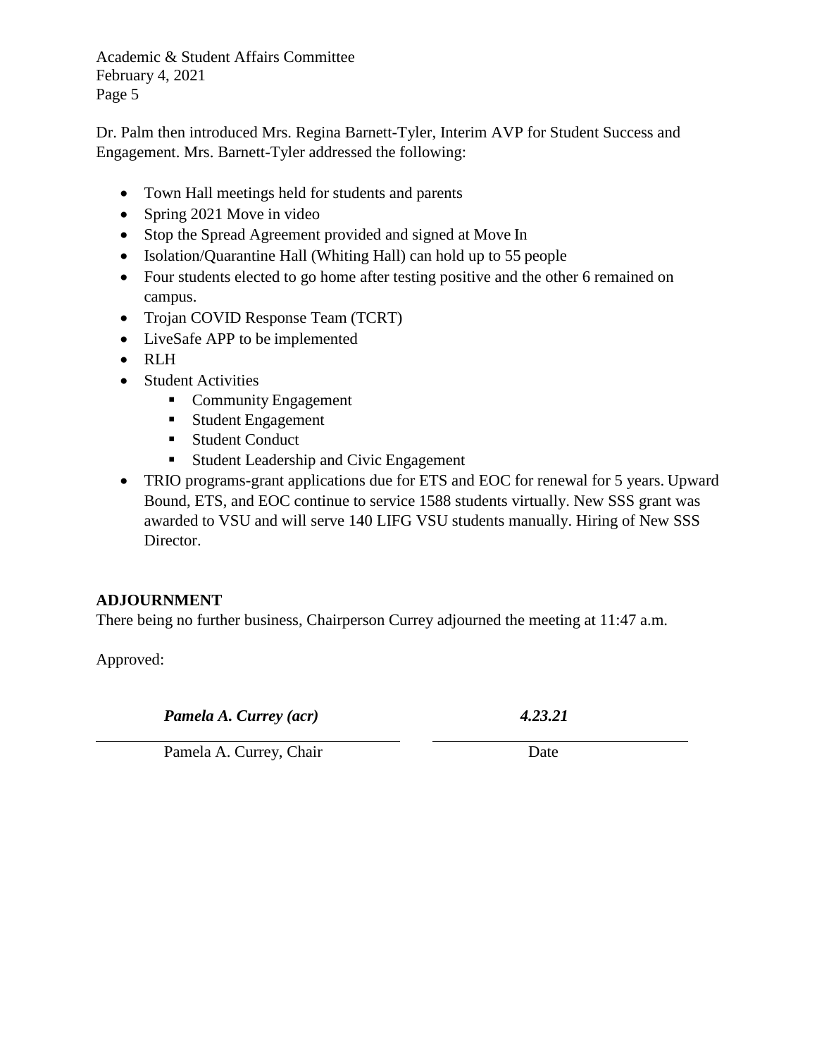Dr. Palm then introduced Mrs. Regina Barnett-Tyler, Interim AVP for Student Success and Engagement. Mrs. Barnett-Tyler addressed the following:

- Town Hall meetings held for students and parents
- Spring 2021 Move in video
- Stop the Spread Agreement provided and signed at Move In
- Isolation/Quarantine Hall (Whiting Hall) can hold up to 55 people
- Four students elected to go home after testing positive and the other 6 remained on campus.
- Trojan COVID Response Team (TCRT)
- LiveSafe APP to be implemented
- RLH
- Student Activities
  - Community Engagement
  - Student Engagement
  - Student Conduct
  - Student Leadership and Civic Engagement
- TRIO programs-grant applications due for ETS and EOC for renewal for 5 years. Upward Bound, ETS, and EOC continue to service 1588 students virtually. New SSS grant was awarded to VSU and will serve 140 LIFG VSU students manually. Hiring of New SSS Director.

**ADJOURNMENT**

There being no further business, Chairperson Currey adjourned the meeting at 11:47 a.m.

Approved:

***Pamela A. Currey (acr)*** ***4.23.21***

Pamela A. Currey, Chair Date